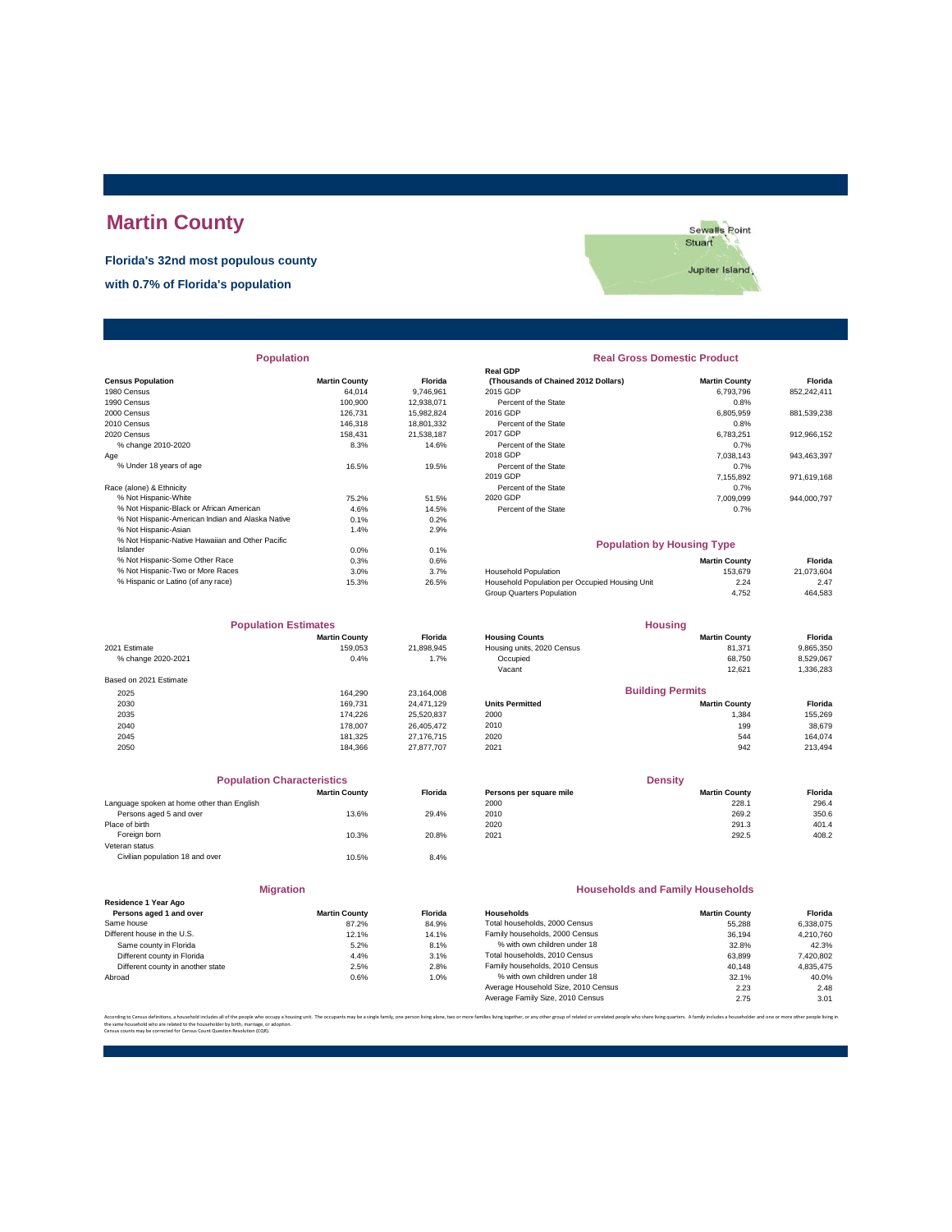# Martin County

**Florida's 32nd most populous county**

**with 0.7% of Florida's population**

## Population

| Census Population | Martin County | Florida |
|---|---|---|
| 1980 Census | 64,014 | 9,746,961 |
| 1990 Census | 100,900 | 12,938,071 |
| 2000 Census | 126,731 | 15,982,824 |
| 2010 Census | 146,318 | 18,801,332 |
| 2020 Census | 158,431 | 21,538,187 |
| % change 2010-2020 | 8.3% | 14.6% |
| Age | | |
| % Under 18 years of age | 16.5% | 19.5% |
| Race (alone) & Ethnicity | | |
| % Not Hispanic-White | 75.2% | 51.5% |
| % Not Hispanic-Black or African American | 4.6% | 14.5% |
| % Not Hispanic-American Indian and Alaska Native | 0.1% | 0.2% |
| % Not Hispanic-Asian | 1.4% | 2.9% |
| % Not Hispanic-Native Hawaiian and Other Pacific Islander | 0.0% | 0.1% |
| % Not Hispanic-Some Other Race | 0.3% | 0.6% |
| % Not Hispanic-Two or More Races | 3.0% | 3.7% |
| % Hispanic or Latino (of any race) | 15.3% | 26.5% |

## Real Gross Domestic Product

| Real GDP (Thousands of Chained 2012 Dollars) | Martin County | Florida |
|---|---|---|
| 2015 GDP | 6,793,796 | 852,242,411 |
| Percent of the State | 0.8% | |
| 2016 GDP | 6,805,959 | 881,539,238 |
| Percent of the State | 0.8% | |
| 2017 GDP | 6,783,251 | 912,966,152 |
| Percent of the State | 0.7% | |
| 2018 GDP | 7,038,143 | 943,463,397 |
| Percent of the State | 0.7% | |
| 2019 GDP | 7,155,892 | 971,619,168 |
| Percent of the State | 0.7% | |
| 2020 GDP | 7,009,099 | 944,000,797 |
| Percent of the State | 0.7% | |

## Population by Housing Type

| | Martin County | Florida |
|---|---|---|
| Household Population | 153,679 | 21,073,604 |
| Household Population per Occupied Housing Unit | 2.24 | 2.47 |
| Group Quarters Population | 4,752 | 464,583 |

## Population Estimates

| | Martin County | Florida |
|---|---|---|
| 2021 Estimate | 159,053 | 21,898,945 |
| % change 2020-2021 | 0.4% | 1.7% |
| Based on 2021 Estimate | | |
| 2025 | 164,290 | 23,164,008 |
| 2030 | 169,731 | 24,471,129 |
| 2035 | 174,226 | 25,520,837 |
| 2040 | 178,007 | 26,405,472 |
| 2045 | 181,325 | 27,176,715 |
| 2050 | 184,366 | 27,877,707 |

## Housing

| Housing Counts | Martin County | Florida |
|---|---|---|
| Housing units, 2020 Census | 81,371 | 9,865,350 |
| Occupied | 68,750 | 8,529,067 |
| Vacant | 12,621 | 1,336,283 |

## Building Permits

| Units Permitted | Martin County | Florida |
|---|---|---|
| 2000 | 1,384 | 155,269 |
| 2010 | 199 | 38,679 |
| 2020 | 544 | 164,074 |
| 2021 | 942 | 213,494 |

## Population Characteristics

| | Martin County | Florida |
|---|---|---|
| Language spoken at home other than English | | |
| Persons aged 5 and over | 13.6% | 29.4% |
| Place of birth | | |
| Foreign born | 10.3% | 20.8% |
| Veteran status | | |
| Civilian population 18 and over | 10.5% | 8.4% |

## Density

| Persons per square mile | Martin County | Florida |
|---|---|---|
| 2000 | 228.1 | 296.4 |
| 2010 | 269.2 | 350.6 |
| 2020 | 291.3 | 401.4 |
| 2021 | 292.5 | 408.2 |

## Migration

| Residence 1 Year Ago Persons aged 1 and over | Martin County | Florida |
|---|---|---|
| Same house | 87.2% | 84.9% |
| Different house in the U.S. | 12.1% | 14.1% |
| Same county in Florida | 5.2% | 8.1% |
| Different county in Florida | 4.4% | 3.1% |
| Different county in another state | 2.5% | 2.8% |
| Abroad | 0.6% | 1.0% |

## Households and Family Households

| Households | Martin County | Florida |
|---|---|---|
| Total households, 2000 Census | 55,288 | 6,338,075 |
| Family households, 2000 Census | 36,194 | 4,210,760 |
| % with own children under 18 | 32.8% | 42.3% |
| Total households, 2010 Census | 63,899 | 7,420,802 |
| Family households, 2010 Census | 40,148 | 4,835,475 |
| % with own children under 18 | 32.1% | 40.0% |
| Average Household Size, 2010 Census | 2.23 | 2.48 |
| Average Family Size, 2010 Census | 2.75 | 3.01 |

According to Census definitions, a household includes all of the people who occupy a housing unit. The occupants may be a single family, one person living alone, two or more families living together, or any other group of related or unrelated people who share living quarters. A family includes a householder and one or more other people living in the same household who are related to the householder by birth, marriage, or adoption.
Census counts may be corrected for Census Count Question Resolution (CQR).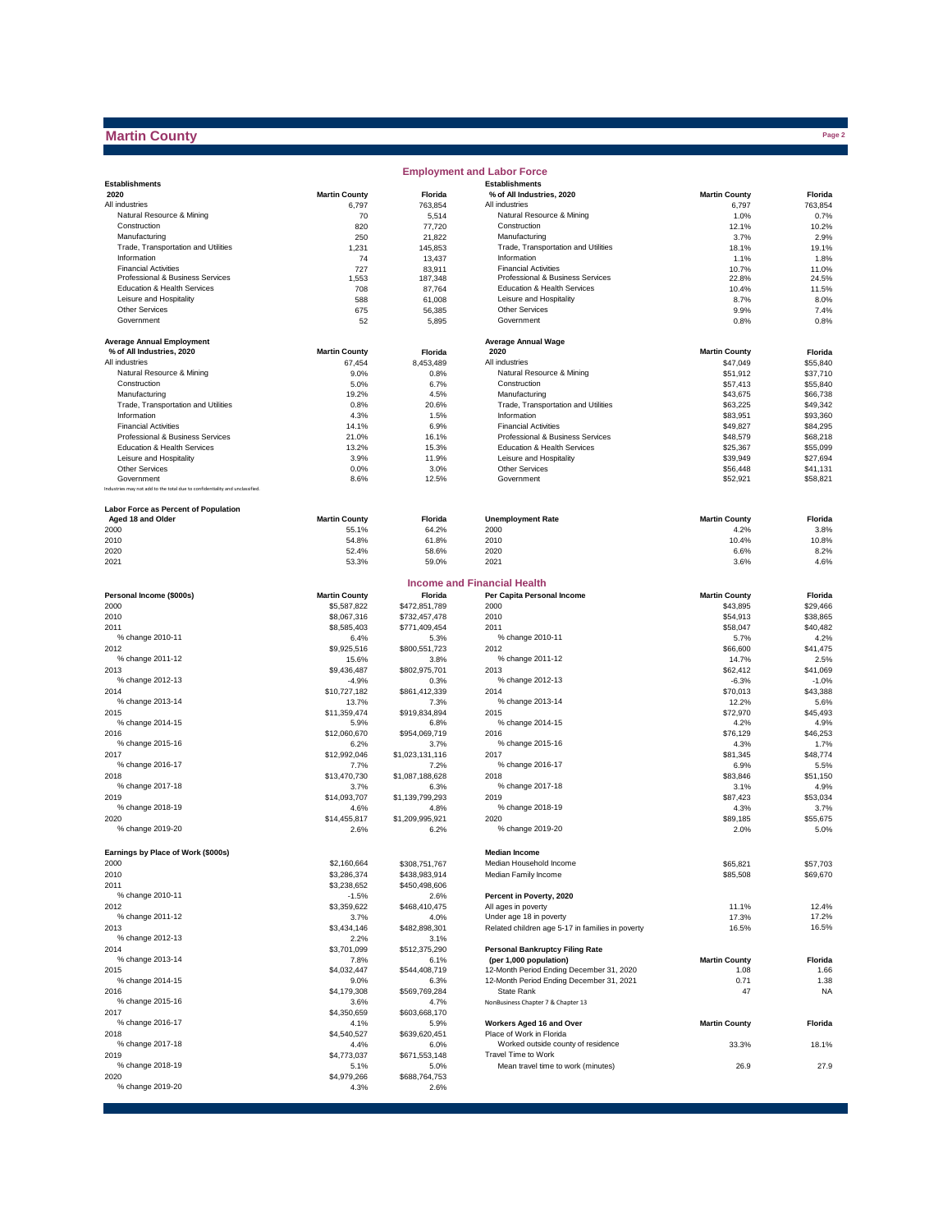# Martin County

## Employment and Labor Force

| Establishments 2020 | Martin County | Florida |
|---|---|---|
| All industries | 6,797 | 763,854 |
| Natural Resource & Mining | 70 | 5,514 |
| Construction | 820 | 77,720 |
| Manufacturing | 250 | 21,822 |
| Trade, Transportation and Utilities | 1,231 | 145,853 |
| Information | 74 | 13,437 |
| Financial Activities | 727 | 83,911 |
| Professional & Business Services | 1,553 | 187,348 |
| Education & Health Services | 708 | 87,764 |
| Leisure and Hospitality | 588 | 61,008 |
| Other Services | 675 | 56,385 |
| Government | 52 | 5,895 |

| Establishments % of All Industries, 2020 | Martin County | Florida |
|---|---|---|
| All industries | 6,797 | 763,854 |
| Natural Resource & Mining | 1.0% | 0.7% |
| Construction | 12.1% | 10.2% |
| Manufacturing | 3.7% | 2.9% |
| Trade, Transportation and Utilities | 18.1% | 19.1% |
| Information | 1.1% | 1.8% |
| Financial Activities | 10.7% | 11.0% |
| Professional & Business Services | 22.8% | 24.5% |
| Education & Health Services | 10.4% | 11.5% |
| Leisure and Hospitality | 8.7% | 8.0% |
| Other Services | 9.9% | 7.4% |
| Government | 0.8% | 0.8% |

| Average Annual Employment % of All Industries, 2020 | Martin County | Florida |
|---|---|---|
| All industries | 67,454 | 8,453,489 |
| Natural Resource & Mining | 9.0% | 0.8% |
| Construction | 5.0% | 6.7% |
| Manufacturing | 19.2% | 4.5% |
| Trade, Transportation and Utilities | 0.8% | 20.6% |
| Information | 4.3% | 1.5% |
| Financial Activities | 14.1% | 6.9% |
| Professional & Business Services | 21.0% | 16.1% |
| Education & Health Services | 13.2% | 15.3% |
| Leisure and Hospitality | 3.9% | 11.9% |
| Other Services | 0.0% | 3.0% |
| Government | 8.6% | 12.5% |

Industries may not add to the total due to confidentiality and unclassified.

| Average Annual Wage 2020 | Martin County | Florida |
|---|---|---|
| All industries | $47,049 | $55,840 |
| Natural Resource & Mining | $51,912 | $37,710 |
| Construction | $57,413 | $55,840 |
| Manufacturing | $43,675 | $66,738 |
| Trade, Transportation and Utilities | $63,225 | $49,342 |
| Information | $83,951 | $93,360 |
| Financial Activities | $49,827 | $84,295 |
| Professional & Business Services | $48,579 | $68,218 |
| Education & Health Services | $25,367 | $55,099 |
| Leisure and Hospitality | $39,949 | $27,694 |
| Other Services | $56,448 | $41,131 |
| Government | $52,921 | $58,821 |

| Labor Force as Percent of Population Aged 18 and Older | Martin County | Florida |
|---|---|---|
| 2000 | 55.1% | 64.2% |
| 2010 | 54.8% | 61.8% |
| 2020 | 52.4% | 58.6% |
| 2021 | 53.3% | 59.0% |

| Unemployment Rate | Martin County | Florida |
|---|---|---|
| 2000 | 4.2% | 3.8% |
| 2010 | 10.4% | 10.8% |
| 2020 | 6.6% | 8.2% |
| 2021 | 3.6% | 4.6% |

## Income and Financial Health

| Personal Income ($000s) | Martin County | Florida |
|---|---|---|
| 2000 | $5,587,822 | $472,851,789 |
| 2010 | $8,067,316 | $732,457,478 |
| 2011 | $8,585,403 | $771,409,454 |
| % change 2010-11 | 6.4% | 5.3% |
| 2012 | $9,925,516 | $800,551,723 |
| % change 2011-12 | 15.6% | 3.8% |
| 2013 | $9,436,487 | $802,975,701 |
| % change 2012-13 | -4.9% | 0.3% |
| 2014 | $10,727,182 | $861,412,339 |
| % change 2013-14 | 13.7% | 7.3% |
| 2015 | $11,359,474 | $919,834,894 |
| % change 2014-15 | 5.9% | 6.8% |
| 2016 | $12,060,670 | $954,069,719 |
| % change 2015-16 | 6.2% | 3.7% |
| 2017 | $12,992,046 | $1,023,131,116 |
| % change 2016-17 | 7.7% | 7.2% |
| 2018 | $13,470,730 | $1,087,188,628 |
| % change 2017-18 | 3.7% | 6.3% |
| 2019 | $14,093,707 | $1,139,799,293 |
| % change 2018-19 | 4.6% | 4.8% |
| 2020 | $14,455,817 | $1,209,995,921 |
| % change 2019-20 | 2.6% | 6.2% |

| Per Capita Personal Income | Martin County | Florida |
|---|---|---|
| 2000 | $43,895 | $29,466 |
| 2010 | $54,913 | $38,865 |
| 2011 | $58,047 | $40,482 |
| % change 2010-11 | 5.7% | 4.2% |
| 2012 | $66,600 | $41,475 |
| % change 2011-12 | 14.7% | 2.5% |
| 2013 | $62,412 | $41,069 |
| % change 2012-13 | -6.3% | -1.0% |
| 2014 | $70,013 | $43,388 |
| % change 2013-14 | 12.2% | 5.6% |
| 2015 | $72,970 | $45,493 |
| % change 2014-15 | 4.2% | 4.9% |
| 2016 | $76,129 | $46,253 |
| % change 2015-16 | 4.3% | 1.7% |
| 2017 | $81,345 | $48,774 |
| % change 2016-17 | 6.9% | 5.5% |
| 2018 | $83,846 | $51,150 |
| % change 2017-18 | 3.1% | 4.9% |
| 2019 | $87,423 | $53,034 |
| % change 2018-19 | 4.3% | 3.7% |
| 2020 | $89,185 | $55,675 |
| % change 2019-20 | 2.0% | 5.0% |

| Earnings by Place of Work ($000s) | Martin County | Florida |
|---|---|---|
| 2000 | $2,160,664 | $308,751,767 |
| 2010 | $3,286,374 | $438,983,914 |
| 2011 | $3,238,652 | $450,498,606 |
| % change 2010-11 | -1.5% | 2.6% |
| 2012 | $3,359,622 | $468,410,475 |
| % change 2011-12 | 3.7% | 4.0% |
| 2013 | $3,434,146 | $482,898,301 |
| % change 2012-13 | 2.2% | 3.1% |
| 2014 | $3,701,099 | $512,375,290 |
| % change 2013-14 | 7.8% | 6.1% |
| 2015 | $4,032,447 | $544,408,719 |
| % change 2014-15 | 9.0% | 6.3% |
| 2016 | $4,179,308 | $569,769,284 |
| % change 2015-16 | 3.6% | 4.7% |
| 2017 | $4,350,659 | $603,668,170 |
| % change 2016-17 | 4.1% | 5.9% |
| 2018 | $4,540,527 | $639,620,451 |
| % change 2017-18 | 4.4% | 6.0% |
| 2019 | $4,773,037 | $671,553,148 |
| % change 2018-19 | 5.1% | 5.0% |
| 2020 | $4,979,266 | $688,764,753 |
| % change 2019-20 | 4.3% | 2.6% |

| Median Income | Martin County | Florida |
|---|---|---|
| Median Household Income | $65,821 | $57,703 |
| Median Family Income | $85,508 | $69,670 |

| Percent in Poverty, 2020 | Martin County | Florida |
|---|---|---|
| All ages in poverty | 11.1% | 12.4% |
| Under age 18 in poverty | 17.3% | 17.2% |
| Related children age 5-17 in families in poverty | 16.5% | 16.5% |

| Personal Bankruptcy Filing Rate (per 1,000 population) | Martin County | Florida |
|---|---|---|
| 12-Month Period Ending December 31, 2020 | 1.08 | 1.66 |
| 12-Month Period Ending December 31, 2021 | 0.71 | 1.38 |
| State Rank | 47 | NA |

NonBusiness Chapter 7 & Chapter 13

| Workers Aged 16 and Over | Martin County | Florida |
|---|---|---|
| Place of Work in Florida | | |
| Worked outside county of residence | 33.3% | 18.1% |
| Travel Time to Work | | |
| Mean travel time to work (minutes) | 26.9 | 27.9 |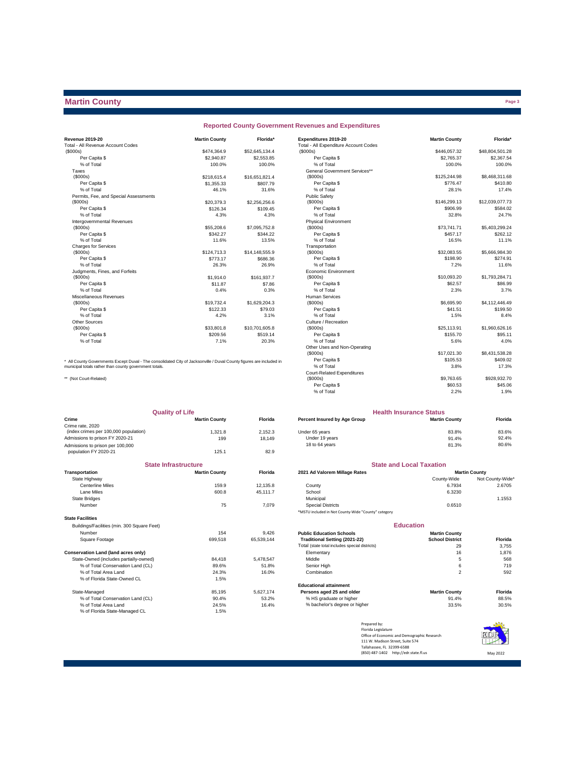# Martin County

## Reported County Government Revenues and Expenditures

| Revenue 2019-20 | Martin County | Florida* |
|---|---|---|
| Total - All Revenue Account Codes | | |
| ($000s) | $474,364.9 | $52,645,134.4 |
| Per Capita $ | $2,940.87 | $2,553.85 |
| % of Total | 100.0% | 100.0% |
| Taxes | | |
| ($000s) | $218,615.4 | $16,651,821.4 |
| Per Capita $ | $1,355.33 | $807.79 |
| % of Total | 46.1% | 31.6% |
| Permits, Fee, and Special Assessments | | |
| ($000s) | $20,379.3 | $2,256,256.6 |
| Per Capita $ | $126.34 | $109.45 |
| % of Total | 4.3% | 4.3% |
| Intergovernmental Revenues | | |
| ($000s) | $55,208.6 | $7,095,752.8 |
| Per Capita $ | $342.27 | $344.22 |
| % of Total | 11.6% | 13.5% |
| Charges for Services | | |
| ($000s) | $124,713.3 | $14,148,555.9 |
| Per Capita $ | $773.17 | $686.36 |
| % of Total | 26.3% | 26.9% |
| Judgments, Fines, and Forfeits | | |
| ($000s) | $1,914.0 | $161,937.7 |
| Per Capita $ | $11.87 | $7.86 |
| % of Total | 0.4% | 0.3% |
| Miscellaneous Revenues | | |
| ($000s) | $19,732.4 | $1,629,204.3 |
| Per Capita $ | $122.33 | $79.03 |
| % of Total | 4.2% | 3.1% |
| Other Sources | | |
| ($000s) | $33,801.8 | $10,701,605.8 |
| Per Capita $ | $209.56 | $519.14 |
| % of Total | 7.1% | 20.3% |

\* All County Governments Except Duval - The consolidated City of Jacksonville / Duval County figures are included in municipal totals rather than county government totals.

** (Not Court-Related)

| Expenditures 2019-20 | Martin County | Florida* |
|---|---|---|
| Total - All Expenditure Account Codes | | |
| ($000s) | $446,057.32 | $48,804,501.28 |
| Per Capita $ | $2,765.37 | $2,367.54 |
| % of Total | 100.0% | 100.0% |
| General Government Services** | | |
| ($000s) | $125,244.98 | $8,468,311.68 |
| Per Capita $ | $776.47 | $410.80 |
| % of Total | 28.1% | 17.4% |
| Public Safety | | |
| ($000s) | $146,299.13 | $12,039,077.73 |
| Per Capita $ | $906.99 | $584.02 |
| % of Total | 32.8% | 24.7% |
| Physical Environment | | |
| ($000s) | $73,741.71 | $5,403,299.24 |
| Per Capita $ | $457.17 | $262.12 |
| % of Total | 16.5% | 11.1% |
| Transportation | | |
| ($000s) | $32,083.55 | $5,666,984.30 |
| Per Capita $ | $198.90 | $274.91 |
| % of Total | 7.2% | 11.6% |
| Economic Environment | | |
| ($000s) | $10,093.20 | $1,793,284.71 |
| Per Capita $ | $62.57 | $86.99 |
| % of Total | 2.3% | 3.7% |
| Human Services | | |
| ($000s) | $6,695.90 | $4,112,446.49 |
| Per Capita $ | $41.51 | $199.50 |
| % of Total | 1.5% | 8.4% |
| Culture / Recreation | | |
| ($000s) | $25,113.91 | $1,960,626.16 |
| Per Capita $ | $155.70 | $95.11 |
| % of Total | 5.6% | 4.0% |
| Other Uses and Non-Operating | | |
| ($000s) | $17,021.30 | $8,431,538.28 |
| Per Capita $ | $105.53 | $409.02 |
| % of Total | 3.8% | 17.3% |
| Court-Related Expenditures | | |
| ($000s) | $9,763.65 | $928,932.70 |
| Per Capita $ | $60.53 | $45.06 |
| % of Total | 2.2% | 1.9% |

## Quality of Life

| Crime | Martin County | Florida |
|---|---|---|
| Crime rate, 2020 (index crimes per 100,000 population) | 1,321.8 | 2,152.3 |
| Admissions to prison FY 2020-21 | 199 | 18,149 |
| Admissions to prison per 100,000 population FY 2020-21 | 125.1 | 82.9 |

## Health Insurance Status

| Percent Insured by Age Group | Martin County | Florida |
|---|---|---|
| Under 65 years | 83.8% | 83.6% |
| Under 19 years | 91.4% | 92.4% |
| 18 to 64 years | 81.3% | 80.6% |

## State Infrastructure

| Transportation | Martin County | Florida |
|---|---|---|
| State Highway | | |
| Centerline Miles | 159.9 | 12,135.8 |
| Lane Miles | 600.8 | 45,111.7 |
| State Bridges | | |
| Number | 75 | 7,079 |

| State Facilities | Martin County | Florida |
|---|---|---|
| Buildings/Facilities (min. 300 Square Feet) | | |
| Number | 154 | 9,426 |
| Square Footage | 699,518 | 65,539,144 |

| Conservation Land (land acres only) | Martin County | Florida |
|---|---|---|
| State-Owned (includes partially-owned) | 84,418 | 5,478,547 |
| % of Total Conservation Land (CL) | 89.6% | 51.8% |
| % of Total Area Land | 24.3% | 16.0% |
| % of Florida State-Owned CL | 1.5% | |
| State-Managed | 85,195 | 5,627,174 |
| % of Total Conservation Land (CL) | 90.4% | 53.2% |
| % of Total Area Land | 24.5% | 16.4% |
| % of Florida State-Managed CL | 1.5% | |

## State and Local Taxation

| 2021 Ad Valorem Millage Rates | Martin County | |
|---|---|---|
| | County-Wide | Not County-Wide* |
| County | 6.7934 | 2.6705 |
| School | 6.3230 | |
| Municipal | | 1.1553 |
| Special Districts | 0.6510 | |

*MSTU included in Not County-Wide "County" category

## Education

| Public Education Schools | Martin County School District | Florida |
|---|---|---|
| Traditional Setting (2021-22) | | |
| Total (state total includes special districts) | 29 | 3,755 |
| Elementary | 16 | 1,876 |
| Middle | 5 | 568 |
| Senior High | 6 | 719 |
| Combination | 2 | 592 |

| Educational attainment | | |
|---|---|---|
| Persons aged 25 and older | Martin County | Florida |
| % HS graduate or higher | 91.4% | 88.5% |
| % bachelor's degree or higher | 33.5% | 30.5% |

Prepared by:
Florida Legislature
Office of Economic and Demographic Research
111 W. Madison Street, Suite 574
Tallahassee, FL 32399-6588
(850) 487-1402 http://edr.state.fl.us

May 2022